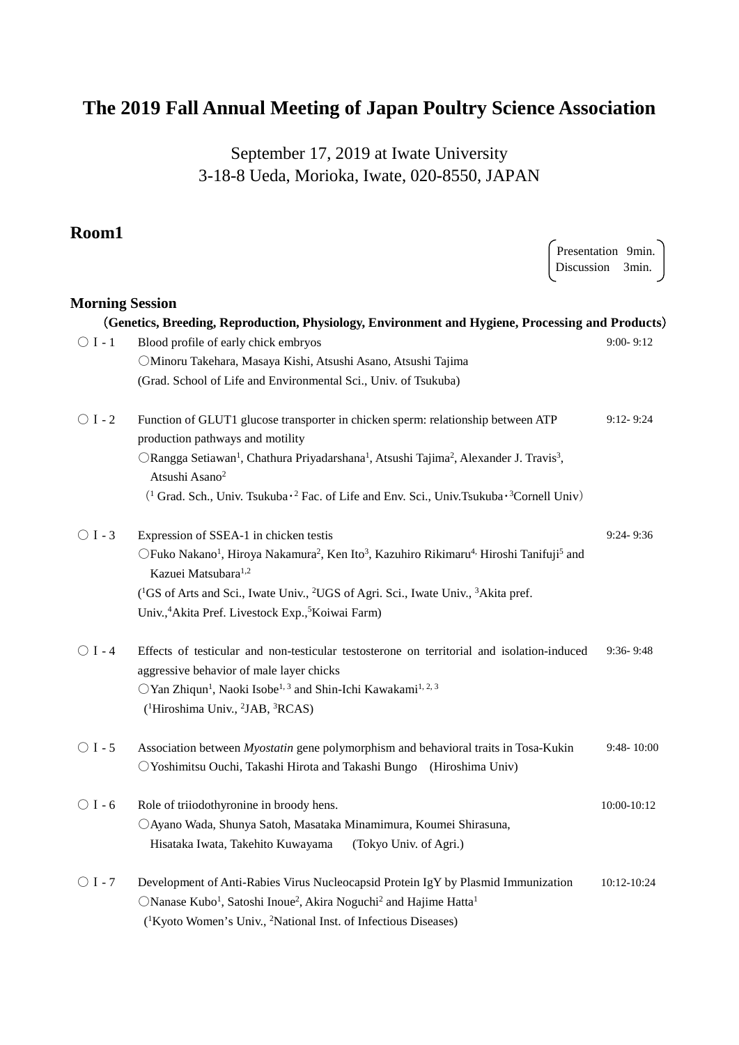# The 2019 Fall Annual Meeting of Japan Poultry Science Association

September 17, 2019 at Iwate University
3-18-8 Ueda, Morioka, Iwate, 020-8550, JAPAN

## Room1

Presentation 9min.
Discussion 3min.

### Morning Session

（Genetics, Breeding, Reproduction, Physiology, Environment and Hygiene, Processing and Products）

○ I - 1　Blood profile of early chick embryos　9:00- 9:12
○Minoru Takehara, Masaya Kishi, Atsushi Asano, Atsushi Tajima
(Grad. School of Life and Environmental Sci., Univ. of Tsukuba)

○ I - 2　Function of GLUT1 glucose transporter in chicken sperm: relationship between ATP production pathways and motility　9:12- 9:24
○Rangga Setiawan[1], Chathura Priyadarshana[1], Atsushi Tajima[2], Alexander J. Travis[3], Atsushi Asano[2]
（[1] Grad. Sch., Univ. Tsukuba・[2] Fac. of Life and Env. Sci., Univ.Tsukuba・[3]Cornell Univ）

○ I - 3　Expression of SSEA-1 in chicken testis　9:24- 9:36
○Fuko Nakano[1], Hiroya Nakamura[2], Ken Ito[3], Kazuhiro Rikimaru[4], Hiroshi Tanifuji[5] and Kazuei Matsubara[1,2]
([1]GS of Arts and Sci., Iwate Univ., [2]UGS of Agri. Sci., Iwate Univ., [3]Akita pref. Univ.,[4]Akita Pref. Livestock Exp.,[5]Koiwai Farm)

○ I - 4　Effects of testicular and non-testicular testosterone on territorial and isolation-induced aggressive behavior of male layer chicks　9:36- 9:48
○Yan Zhiqun[1], Naoki Isobe[1, 3] and Shin-Ichi Kawakami[1, 2, 3]
([1]Hiroshima Univ., [2]JAB, [3]RCAS)

○ I - 5　Association between *Myostatin* gene polymorphism and behavioral traits in Tosa-Kukin　9:48- 10:00
○Yoshimitsu Ouchi, Takashi Hirota and Takashi Bungo　(Hiroshima Univ)

○ I - 6　Role of triiodothyronine in broody hens.　10:00-10:12
○Ayano Wada, Shunya Satoh, Masataka Minamimura, Koumei Shirasuna, Hisataka Iwata, Takehito Kuwayama　(Tokyo Univ. of Agri.)

○ I - 7　Development of Anti-Rabies Virus Nucleocapsid Protein IgY by Plasmid Immunization　10:12-10:24
○Nanase Kubo[1], Satoshi Inoue[2], Akira Noguchi[2] and Hajime Hatta[1]
([1]Kyoto Women's Univ., [2]National Inst. of Infectious Diseases)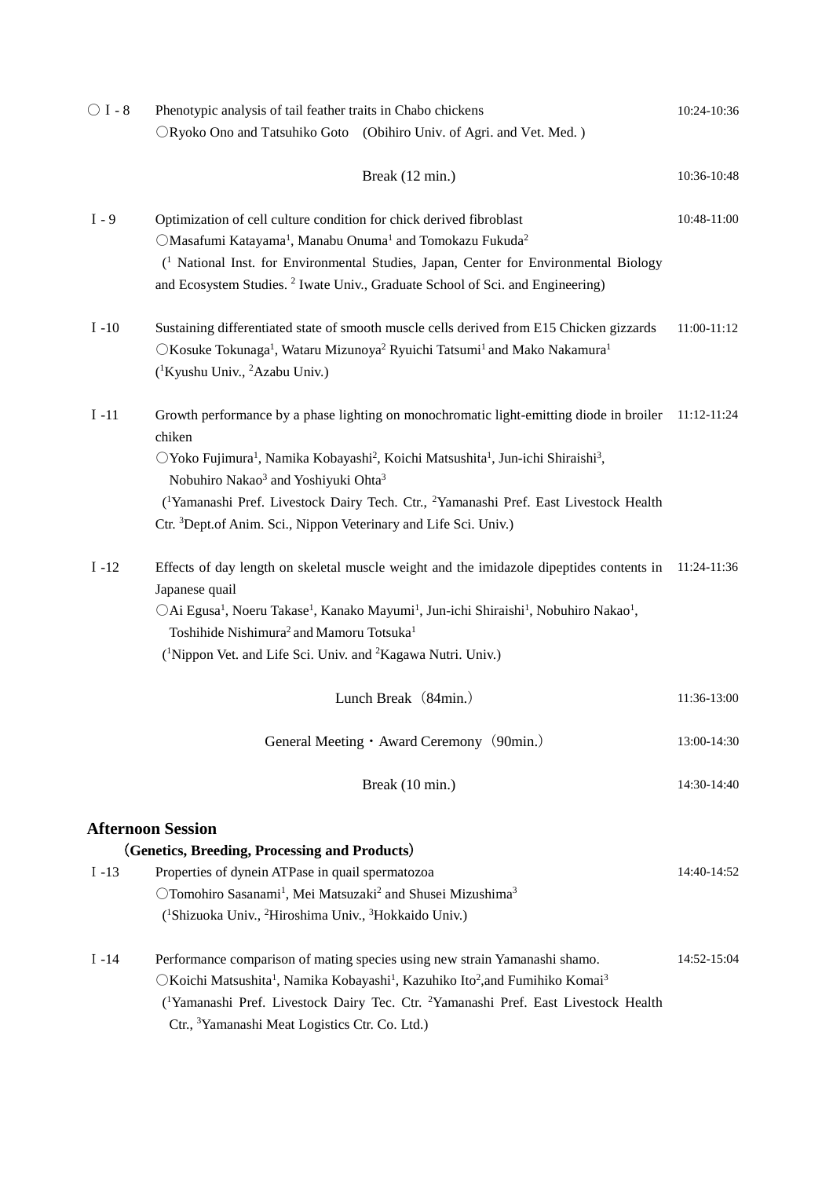○ I - 8 Phenotypic analysis of tail feather traits in Chabo chickens 10:24-10:36
○Ryoko Ono and Tatsuhiko Goto (Obihiro Univ. of Agri. and Vet. Med. )

Break (12 min.) 10:36-10:48

I - 9 Optimization of cell culture condition for chick derived fibroblast 10:48-11:00
○Masafumi Katayama[1], Manabu Onuma[1] and Tomokazu Fukuda[2]
([1] National Inst. for Environmental Studies, Japan, Center for Environmental Biology and Ecosystem Studies. [2] Iwate Univ., Graduate School of Sci. and Engineering)

I -10 Sustaining differentiated state of smooth muscle cells derived from E15 Chicken gizzards 11:00-11:12
○Kosuke Tokunaga[1], Wataru Mizunoya[2] Ryuichi Tatsumi[1] and Mako Nakamura[1]
([1]Kyushu Univ., [2]Azabu Univ.)

I -11 Growth performance by a phase lighting on monochromatic light-emitting diode in broiler chiken 11:12-11:24
○Yoko Fujimura[1], Namika Kobayashi[2], Koichi Matsushita[1], Jun-ichi Shiraishi[3], Nobuhiro Nakao[3] and Yoshiyuki Ohta[3]
([1]Yamanashi Pref. Livestock Dairy Tech. Ctr., [2]Yamanashi Pref. East Livestock Health Ctr. [3]Dept.of Anim. Sci., Nippon Veterinary and Life Sci. Univ.)

I -12 Effects of day length on skeletal muscle weight and the imidazole dipeptides contents in Japanese quail 11:24-11:36
○Ai Egusa[1], Noeru Takase[1], Kanako Mayumi[1], Jun-ichi Shiraishi[1], Nobuhiro Nakao[1], Toshihide Nishimura[2] and Mamoru Totsuka[1]
([1]Nippon Vet. and Life Sci. Univ. and [2]Kagawa Nutri. Univ.)

Lunch Break（84min.） 11:36-13:00

General Meeting・Award Ceremony（90min.） 13:00-14:30

Break (10 min.) 14:30-14:40

## Afternoon Session

**（Genetics, Breeding, Processing and Products）**

I -13 Properties of dynein ATPase in quail spermatozoa 14:40-14:52
○Tomohiro Sasanami[1], Mei Matsuzaki[2] and Shusei Mizushima[3]
([1]Shizuoka Univ., [2]Hiroshima Univ., [3]Hokkaido Univ.)

I -14 Performance comparison of mating species using new strain Yamanashi shamo. 14:52-15:04
○Koichi Matsushita[1], Namika Kobayashi[1], Kazuhiko Ito[2],and Fumihiko Komai[3]
([1]Yamanashi Pref. Livestock Dairy Tec. Ctr. [2]Yamanashi Pref. East Livestock Health Ctr., [3]Yamanashi Meat Logistics Ctr. Co. Ltd.)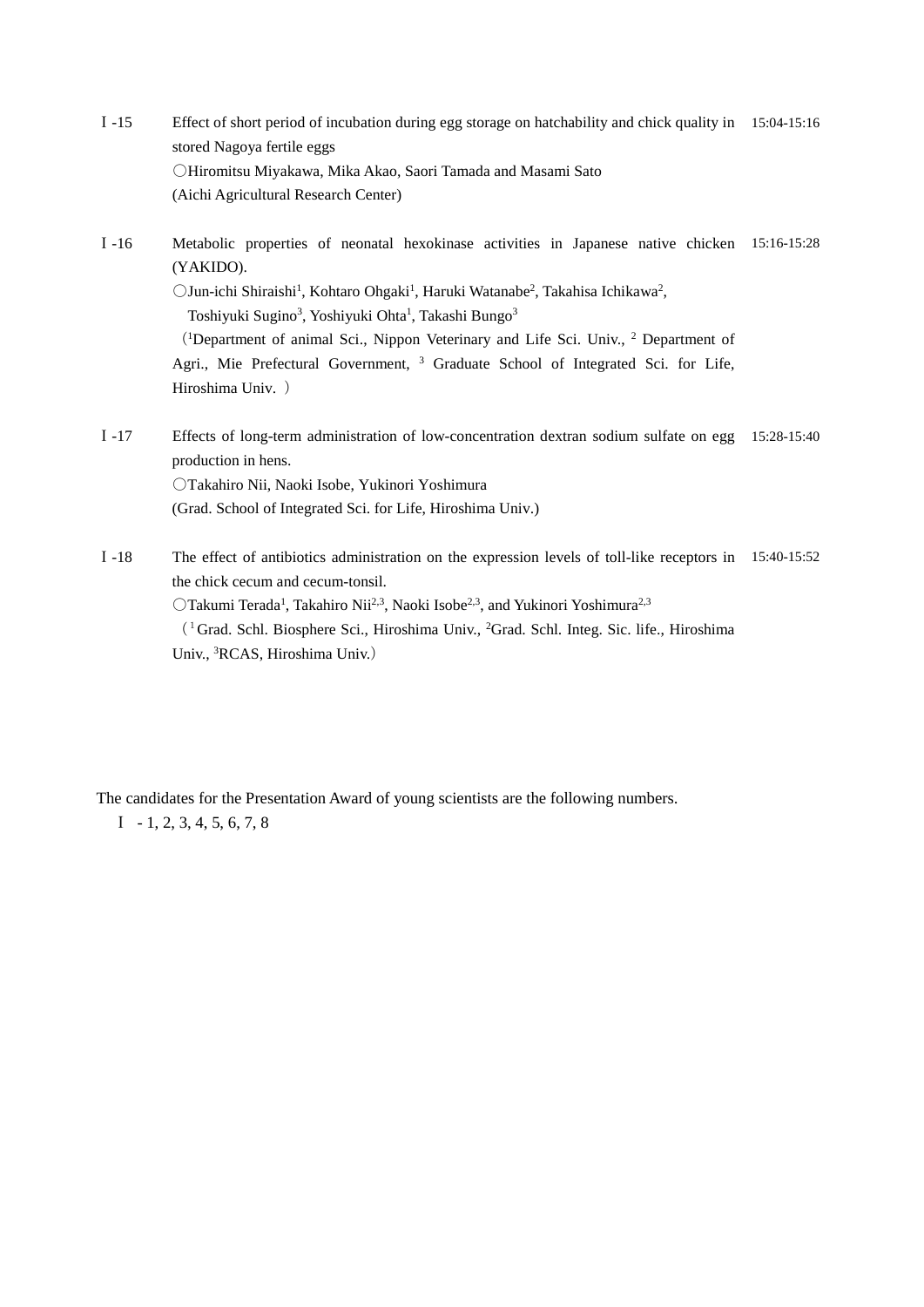Ⅰ-15 Effect of short period of incubation during egg storage on hatchability and chick quality in stored Nagoya fertile eggs 15:04-15:16

○Hiromitsu Miyakawa, Mika Akao, Saori Tamada and Masami Sato

(Aichi Agricultural Research Center)

Ⅰ-16 Metabolic properties of neonatal hexokinase activities in Japanese native chicken (YAKIDO). 15:16-15:28

○Jun-ichi Shiraishi[1], Kohtaro Ohgaki[1], Haruki Watanabe[2], Takahisa Ichikawa[2], Toshiyuki Sugino[3], Yoshiyuki Ohta[1], Takashi Bungo[3]

([1]Department of animal Sci., Nippon Veterinary and Life Sci. Univ., [2] Department of Agri., Mie Prefectural Government, [3] Graduate School of Integrated Sci. for Life, Hiroshima Univ. )

Ⅰ-17 Effects of long-term administration of low-concentration dextran sodium sulfate on egg production in hens. 15:28-15:40

○Takahiro Nii, Naoki Isobe, Yukinori Yoshimura

(Grad. School of Integrated Sci. for Life, Hiroshima Univ.)

Ⅰ-18 The effect of antibiotics administration on the expression levels of toll-like receptors in the chick cecum and cecum-tonsil. 15:40-15:52

○Takumi Terada[1], Takahiro Nii[2,3], Naoki Isobe[2,3], and Yukinori Yoshimura[2,3]

([1] Grad. Schl. Biosphere Sci., Hiroshima Univ., [2]Grad. Schl. Integ. Sic. life., Hiroshima Univ., [3]RCAS, Hiroshima Univ.)

The candidates for the Presentation Award of young scientists are the following numbers.

Ⅰ - 1, 2, 3, 4, 5, 6, 7, 8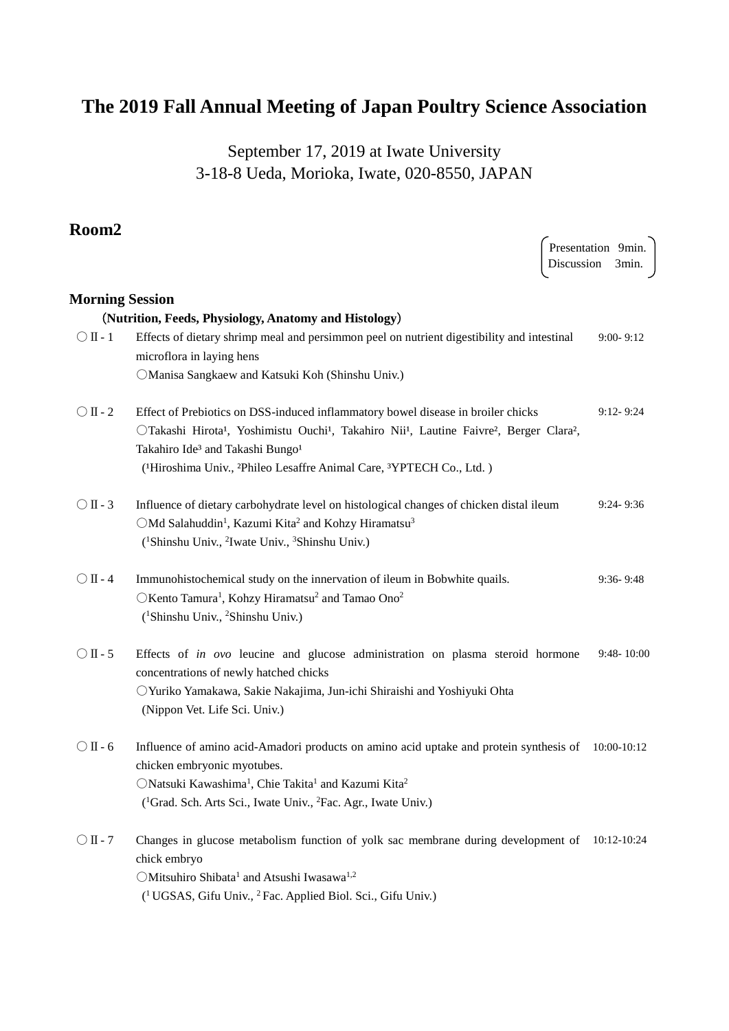# The 2019 Fall Annual Meeting of Japan Poultry Science Association

September 17, 2019 at Iwate University
3-18-8 Ueda, Morioka, Iwate, 020-8550, JAPAN

## Room2

(Presentation 9min. Discussion 3min.)

### Morning Session

**(Nutrition, Feeds, Physiology, Anatomy and Histology)**

○Ⅱ - 1 Effects of dietary shrimp meal and persimmon peel on nutrient digestibility and intestinal microflora in laying hens — 9:00- 9:12
○Manisa Sangkaew and Katsuki Koh (Shinshu Univ.)

○Ⅱ - 2 Effect of Prebiotics on DSS-induced inflammatory bowel disease in broiler chicks — 9:12- 9:24
○Takashi Hirota[1], Yoshimistu Ouchi[1], Takahiro Nii[1], Lautine Faivre[2], Berger Clara[2], Takahiro Ide[3] and Takashi Bungo[1]
([1]Hiroshima Univ., [2]Phileo Lesaffre Animal Care, [3]YPTECH Co., Ltd. )

○Ⅱ - 3 Influence of dietary carbohydrate level on histological changes of chicken distal ileum — 9:24- 9:36
○Md Salahuddin[1], Kazumi Kita[2] and Kohzy Hiramatsu[3]
([1]Shinshu Univ., [2]Iwate Univ., [3]Shinshu Univ.)

○Ⅱ - 4 Immunohistochemical study on the innervation of ileum in Bobwhite quails. — 9:36- 9:48
○Kento Tamura[1], Kohzy Hiramatsu[2] and Tamao Ono[2]
([1]Shinshu Univ., [2]Shinshu Univ.)

○Ⅱ - 5 Effects of *in ovo* leucine and glucose administration on plasma steroid hormone concentrations of newly hatched chicks — 9:48- 10:00
○Yuriko Yamakawa, Sakie Nakajima, Jun-ichi Shiraishi and Yoshiyuki Ohta
(Nippon Vet. Life Sci. Univ.)

○Ⅱ - 6 Influence of amino acid-Amadori products on amino acid uptake and protein synthesis of chicken embryonic myotubes. — 10:00-10:12
○Natsuki Kawashima[1], Chie Takita[1] and Kazumi Kita[2]
([1]Grad. Sch. Arts Sci., Iwate Univ., [2]Fac. Agr., Iwate Univ.)

○Ⅱ - 7 Changes in glucose metabolism function of yolk sac membrane during development of chick embryo — 10:12-10:24
○Mitsuhiro Shibata[1] and Atsushi Iwasawa[1,2]
([1] UGSAS, Gifu Univ., [2] Fac. Applied Biol. Sci., Gifu Univ.)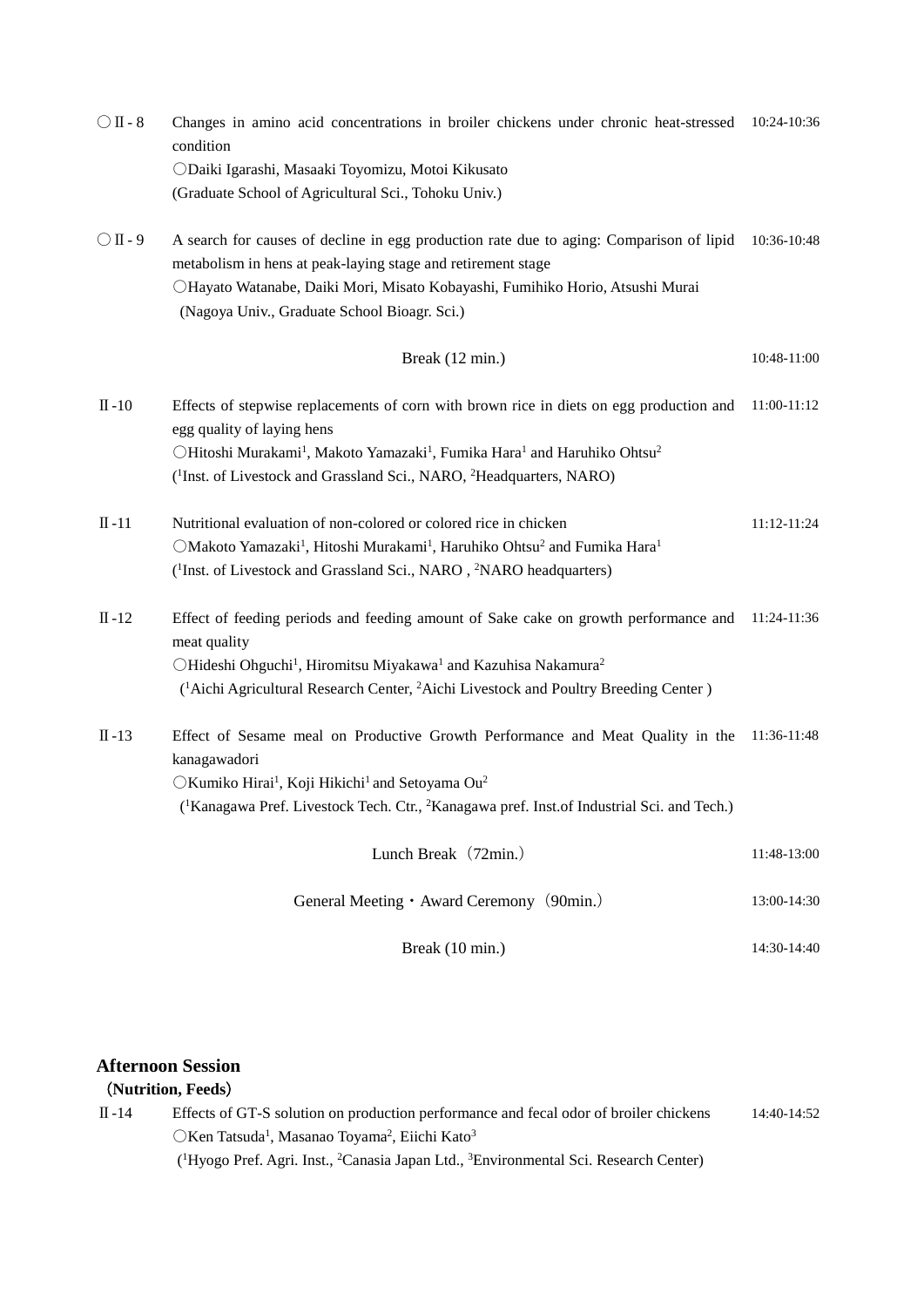○Ⅱ- 8 Changes in amino acid concentrations in broiler chickens under chronic heat-stressed condition 10:24-10:36
○Daiki Igarashi, Masaaki Toyomizu, Motoi Kikusato
(Graduate School of Agricultural Sci., Tohoku Univ.)

○Ⅱ- 9 A search for causes of decline in egg production rate due to aging: Comparison of lipid metabolism in hens at peak-laying stage and retirement stage 10:36-10:48
○Hayato Watanabe, Daiki Mori, Misato Kobayashi, Fumihiko Horio, Atsushi Murai
(Nagoya Univ., Graduate School Bioagr. Sci.)

Break (12 min.) 10:48-11:00

Ⅱ-10 Effects of stepwise replacements of corn with brown rice in diets on egg production and egg quality of laying hens 11:00-11:12
○Hitoshi Murakami[1], Makoto Yamazaki[1], Fumika Hara[1] and Haruhiko Ohtsu[2]
([1]Inst. of Livestock and Grassland Sci., NARO, [2]Headquarters, NARO)

Ⅱ-11 Nutritional evaluation of non-colored or colored rice in chicken 11:12-11:24
○Makoto Yamazaki[1], Hitoshi Murakami[1], Haruhiko Ohtsu[2] and Fumika Hara[1]
([1]Inst. of Livestock and Grassland Sci., NARO , [2]NARO headquarters)

Ⅱ-12 Effect of feeding periods and feeding amount of Sake cake on growth performance and meat quality 11:24-11:36
○Hideshi Ohguchi[1], Hiromitsu Miyakawa[1] and Kazuhisa Nakamura[2]
([1]Aichi Agricultural Research Center, [2]Aichi Livestock and Poultry Breeding Center )

Ⅱ-13 Effect of Sesame meal on Productive Growth Performance and Meat Quality in the kanagawadori 11:36-11:48
○Kumiko Hirai[1], Koji Hikichi[1] and Setoyama Ou[2]
([1]Kanagawa Pref. Livestock Tech. Ctr., [2]Kanagawa pref. Inst.of Industrial Sci. and Tech.)

Lunch Break（72min.） 11:48-13:00

General Meeting・Award Ceremony（90min.） 13:00-14:30

Break (10 min.) 14:30-14:40

## Afternoon Session

**（Nutrition, Feeds）**

Ⅱ-14 Effects of GT-S solution on production performance and fecal odor of broiler chickens 14:40-14:52
○Ken Tatsuda[1], Masanao Toyama[2], Eiichi Kato[3]
([1]Hyogo Pref. Agri. Inst., [2]Canasia Japan Ltd., [3]Environmental Sci. Research Center)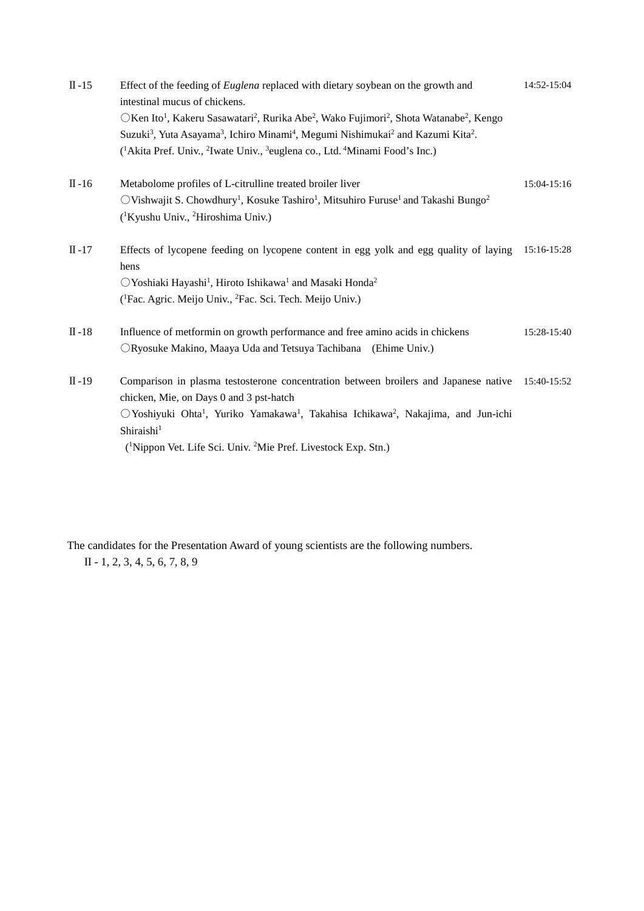| | | |
|---|---|---|
| Ⅱ-15 | Effect of the feeding of *Euglena* replaced with dietary soybean on the growth and intestinal mucus of chickens.<br>○Ken Ito[1], Kakeru Sasawatari[2], Rurika Abe[2], Wako Fujimori[2], Shota Watanabe[2], Kengo Suzuki[3], Yuta Asayama[3], Ichiro Minami[4], Megumi Nishimukai[2] and Kazumi Kita[2].<br>([1]Akita Pref. Univ., [2]Iwate Univ., [3]euglena co., Ltd. [4]Minami Food's Inc.) | 14:52-15:04 |
| Ⅱ-16 | Metabolome profiles of L-citrulline treated broiler liver<br>○Vishwajit S. Chowdhury[1], Kosuke Tashiro[1], Mitsuhiro Furuse[1] and Takashi Bungo[2]<br>([1]Kyushu Univ., [2]Hiroshima Univ.) | 15:04-15:16 |
| Ⅱ-17 | Effects of lycopene feeding on lycopene content in egg yolk and egg quality of laying hens<br>○Yoshiaki Hayashi[1], Hiroto Ishikawa[1] and Masaki Honda[2]<br>([1]Fac. Agric. Meijo Univ., [2]Fac. Sci. Tech. Meijo Univ.) | 15:16-15:28 |
| Ⅱ-18 | Influence of metformin on growth performance and free amino acids in chickens<br>○Ryosuke Makino, Maaya Uda and Tetsuya Tachibana (Ehime Univ.) | 15:28-15:40 |
| Ⅱ-19 | Comparison in plasma testosterone concentration between broilers and Japanese native chicken, Mie, on Days 0 and 3 pst-hatch<br>○Yoshiyuki Ohta[1], Yuriko Yamakawa[1], Takahisa Ichikawa[2], Nakajima, and Jun-ichi Shiraishi[1]<br>([1]Nippon Vet. Life Sci. Univ. [2]Mie Pref. Livestock Exp. Stn.) | 15:40-15:52 |

The candidates for the Presentation Award of young scientists are the following numbers.

Ⅱ - 1, 2, 3, 4, 5, 6, 7, 8, 9